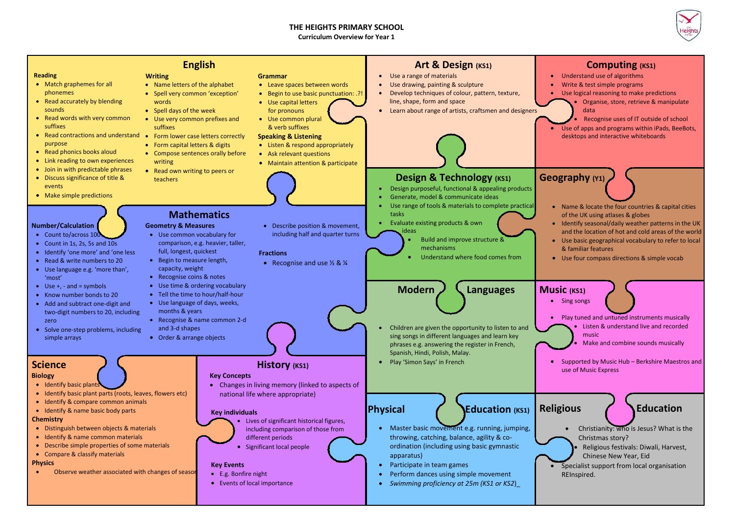# THE HEIGHTS PRIMARY SCHOOL

**Curriculum Overview for Year 1**

## English

**Reading**

- Match graphemes for all phonemes
- Read accurately by blending sounds
- Read words with very common suffixes
- Read contractions and understand purpose
- Read phonics books aloud
- Link reading to own experiences
- Join in with predictable phrases
- Discuss significance of title & events
- Make simple predictions

**Writing**

- Name letters of the alphabet
- Spell very common 'exception' words
- Spell days of the week
- Use very common prefixes and suffixes
- Form lower case letters correctly
- Form capital letters & digits
- Compose sentences orally before writing
- Read own writing to peers or teachers

**Grammar**

- Leave spaces between words
- Begin to use basic punctuation: .?!
- Use capital letters for pronouns
- Use common plural & verb suffixes

**Speaking & Listening**

- Listen & respond appropriately
- Ask relevant questions
- Maintain attention & participate

## Art & Design (KS1)

- Use a range of materials
- Use drawing, painting & sculpture
- Develop techniques of colour, pattern, texture, line, shape, form and space
- Learn about range of artists, craftsmen and designers

## Computing (KS1)

- Understand use of algorithms
- Write & test simple programs
- Use logical reasoning to make predictions
- Organise, store, retrieve & manipulate data
- Recognise uses of IT outside of school
- Use of apps and programs within iPads, BeeBots, desktops and interactive whiteboards

## Mathematics

**Number/Calculation**

- Count to/across 100
- Count in 1s, 2s, 5s and 10s
- Identify 'one more' and 'one less
- Read & write numbers to 20
- Use language e.g. 'more than', 'most'
- Use +, - and = symbols
- Know number bonds to 20
- Add and subtract one-digit and two-digit numbers to 20, including zero
- Solve one-step problems, including simple arrays

**Geometry & Measures**

- Use common vocabulary for comparison, e.g. heavier, taller, full, longest, quickest
- Begin to measure length, capacity, weight
- Recognise coins & notes
- Use time & ordering vocabulary
- Tell the time to hour/half-hour
- Use language of days, weeks, months & years
- Recognise & name common 2-d and 3-d shapes
- Order & arrange objects
- Describe position & movement, including half and quarter turns

**Fractions**

- Recognise and use ½ & ¼

## Design & Technology (KS1)

- Design purposeful, functional & appealing products
- Generate, model & communicate ideas
- Use range of tools & materials to complete practical tasks
- Evaluate existing products & own ideas
- Build and improve structure & mechanisms
- Understand where food comes from

## Geography (Y1)

- Name & locate the four countries & capital cities of the UK using atlases & globes
- Identify seasonal/daily weather patterns in the UK and the location of hot and cold areas of the world
- Use basic geographical vocabulary to refer to local & familiar features
- Use four compass directions & simple vocab

## Modern Languages

- Children are given the opportunity to listen to and sing songs in different languages and learn key phrases e.g. answering the register in French, Spanish, Hindi, Polish, Malay.
- Play 'Simon Says' in French

## Music (KS1)

- Sing songs
- Play tuned and untuned instruments musically
- Listen & understand live and recorded music
- Make and combine sounds musically
- Supported by Music Hub – Berkshire Maestros and use of Music Express

## Science

**Biology**

- Identify basic plants
- Identify basic plant parts (roots, leaves, flowers etc)
- Identify & compare common animals
- Identify & name basic body parts

**Chemistry**

- Distinguish between objects & materials
- Identify & name common materials
- Describe simple properties of some materials
- Compare & classify materials

**Physics**

- Observe weather associated with changes of season

## History (KS1)

**Key Concepts**

- Changes in living memory (linked to aspects of national life where appropriate)

**Key individuals**

- Lives of significant historical figures, including comparison of those from different periods
- Significant local people

**Key Events**

- E.g. Bonfire night
- Events of local importance

## Physical Education (KS1)

- Master basic movement e.g. running, jumping, throwing, catching, balance, agility & co-ordination (including using basic gymnastic apparatus)
- Participate in team games
- Perform dances using simple movement
- *Swimming proficiency at 25m (KS1 or KS2)*_

## Religious Education

- Christianity: who is Jesus? What is the Christmas story?
- Religious festivals: Diwali, Harvest, Chinese New Year, Eid
- Specialist support from local organisation REInspired.